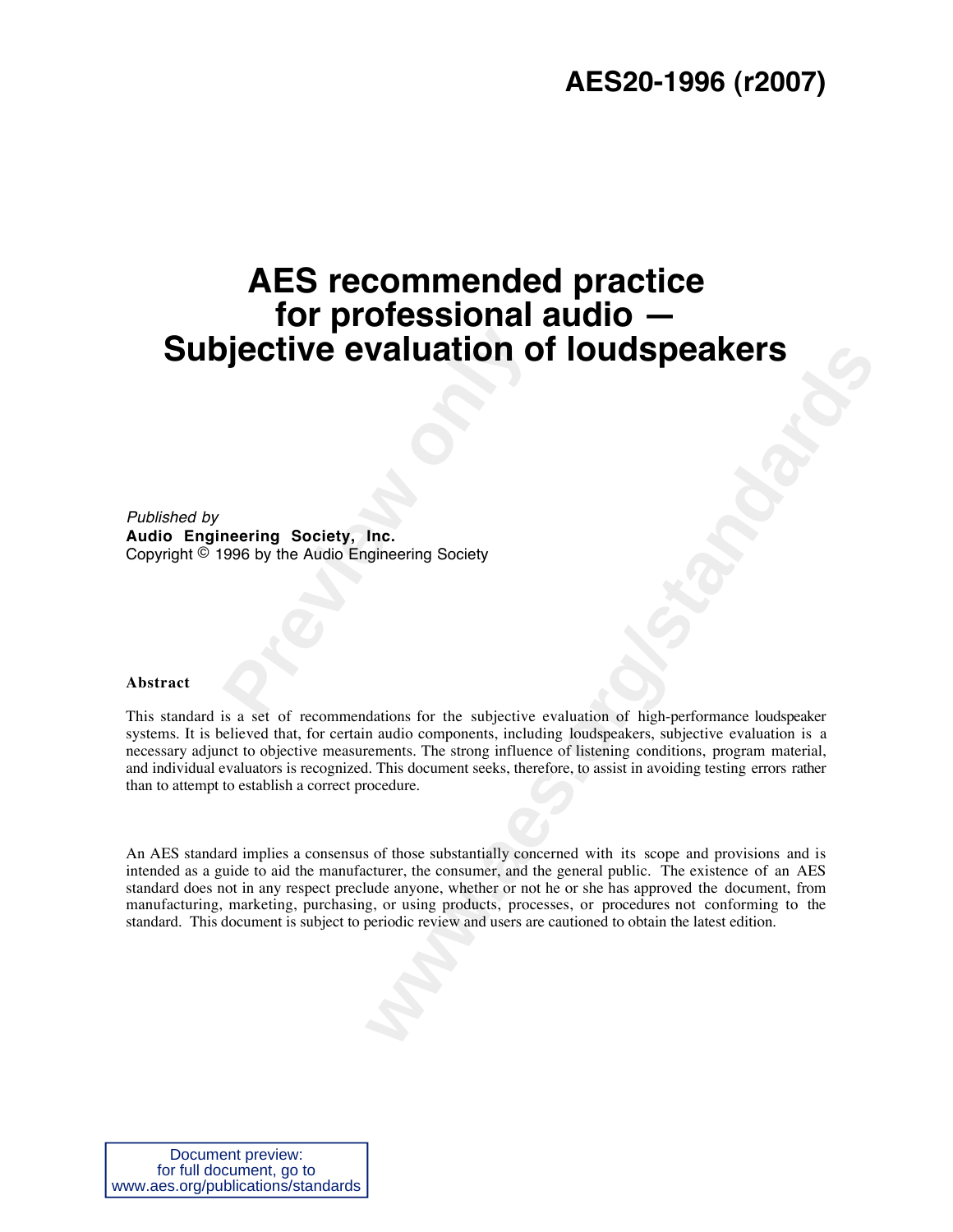# AES20-1996 (r2007)

# AES recommended practice for professional audio — Subjective evaluation of loudspeakers

*Published by*
**Audio Engineering Society, Inc.**
Copyright © 1996 by the Audio Engineering Society

**Abstract**

This standard is a set of recommendations for the subjective evaluation of high-performance loudspeaker systems. It is believed that, for certain audio components, including loudspeakers, subjective evaluation is a necessary adjunct to objective measurements. The strong influence of listening conditions, program material, and individual evaluators is recognized. This document seeks, therefore, to assist in avoiding testing errors rather than to attempt to establish a correct procedure.

An AES standard implies a consensus of those substantially concerned with its scope and provisions and is intended as a guide to aid the manufacturer, the consumer, and the general public. The existence of an AES standard does not in any respect preclude anyone, whether or not he or she has approved the document, from manufacturing, marketing, purchasing, or using products, processes, or procedures not conforming to the standard. This document is subject to periodic review and users are cautioned to obtain the latest edition.

Document preview:
for full document, go to
www.aes.org/publications/standards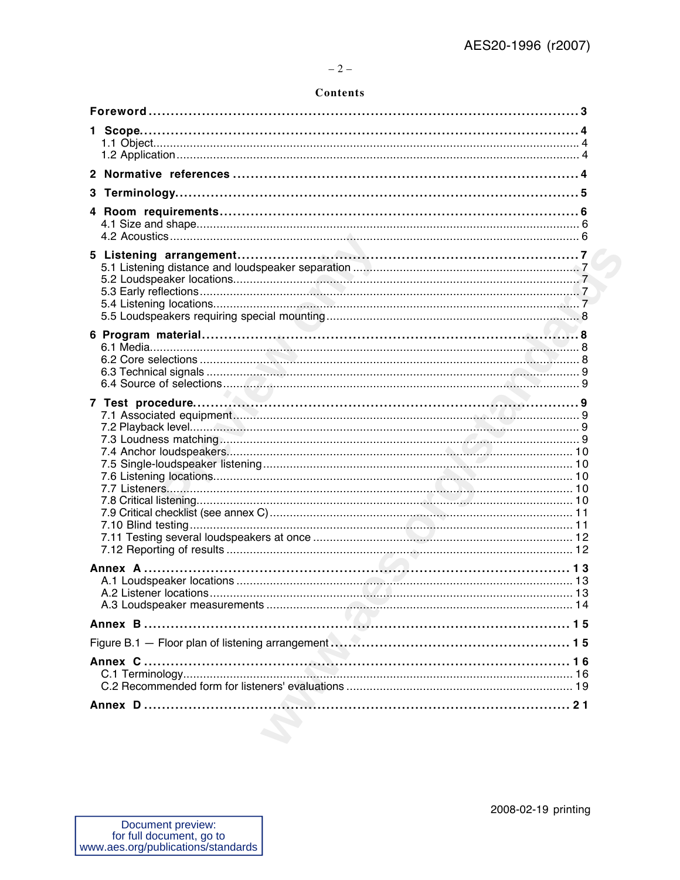# Contents

**Foreword** ........................................................................................ 3

**1 Scope** ........................................................................................ 4
- 1.1 Object ........................................................................................ 4
- 1.2 Application ........................................................................................ 4

**2 Normative references** ........................................................................................ 4

**3 Terminology** ........................................................................................ 5

**4 Room requirements** ........................................................................................ 6
- 4.1 Size and shape ........................................................................................ 6
- 4.2 Acoustics ........................................................................................ 6

**5 Listening arrangement** ........................................................................................ 7
- 5.1 Listening distance and loudspeaker separation ........................................................................................ 7
- 5.2 Loudspeaker locations ........................................................................................ 7
- 5.3 Early reflections ........................................................................................ 7
- 5.4 Listening locations ........................................................................................ 7
- 5.5 Loudspeakers requiring special mounting ........................................................................................ 8

**6 Program material** ........................................................................................ 8
- 6.1 Media ........................................................................................ 8
- 6.2 Core selections ........................................................................................ 8
- 6.3 Technical signals ........................................................................................ 9
- 6.4 Source of selections ........................................................................................ 9

**7 Test procedure** ........................................................................................ 9
- 7.1 Associated equipment ........................................................................................ 9
- 7.2 Playback level ........................................................................................ 9
- 7.3 Loudness matching ........................................................................................ 9
- 7.4 Anchor loudspeakers ........................................................................................ 10
- 7.5 Single-loudspeaker listening ........................................................................................ 10
- 7.6 Listening locations ........................................................................................ 10
- 7.7 Listeners ........................................................................................ 10
- 7.8 Critical listening ........................................................................................ 10
- 7.9 Critical checklist (see annex C) ........................................................................................ 11
- 7.10 Blind testing ........................................................................................ 11
- 7.11 Testing several loudspeakers at once ........................................................................................ 12
- 7.12 Reporting of results ........................................................................................ 12

**Annex A** ........................................................................................ 13
- A.1 Loudspeaker locations ........................................................................................ 13
- A.2 Listener locations ........................................................................................ 13
- A.3 Loudspeaker measurements ........................................................................................ 14

**Annex B** ........................................................................................ 15

Figure B.1 — Floor plan of listening arrangement ........................................................................................ 15

**Annex C** ........................................................................................ 16
- C.1 Terminology ........................................................................................ 16
- C.2 Recommended form for listeners' evaluations ........................................................................................ 19

**Annex D** ........................................................................................ 21

2008-02-19 printing

Document preview:
for full document, go to
www.aes.org/publications/standards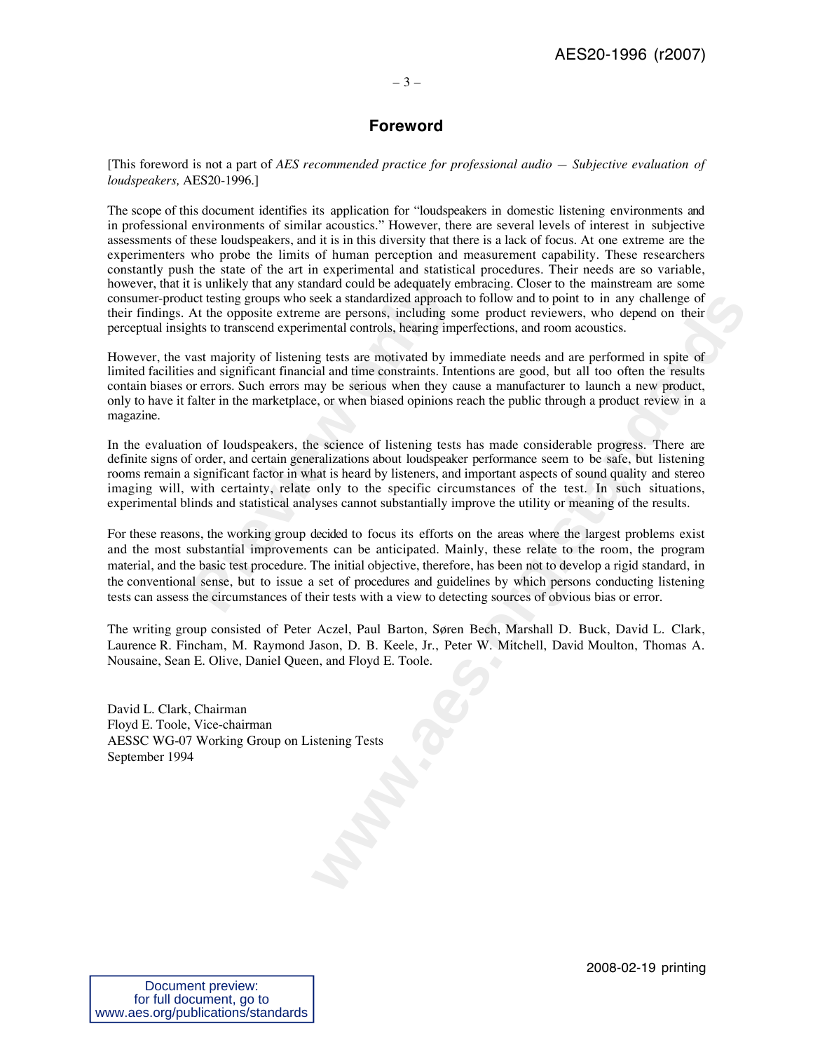# Foreword

[This foreword is not a part of *AES recommended practice for professional audio — Subjective evaluation of loudspeakers,* AES20-1996.]

The scope of this document identifies its application for "loudspeakers in domestic listening environments and in professional environments of similar acoustics." However, there are several levels of interest in subjective assessments of these loudspeakers, and it is in this diversity that there is a lack of focus. At one extreme are the experimenters who probe the limits of human perception and measurement capability. These researchers constantly push the state of the art in experimental and statistical procedures. Their needs are so variable, however, that it is unlikely that any standard could be adequately embracing. Closer to the mainstream are some consumer-product testing groups who seek a standardized approach to follow and to point to in any challenge of their findings. At the opposite extreme are persons, including some product reviewers, who depend on their perceptual insights to transcend experimental controls, hearing imperfections, and room acoustics.

However, the vast majority of listening tests are motivated by immediate needs and are performed in spite of limited facilities and significant financial and time constraints. Intentions are good, but all too often the results contain biases or errors. Such errors may be serious when they cause a manufacturer to launch a new product, only to have it falter in the marketplace, or when biased opinions reach the public through a product review in a magazine.

In the evaluation of loudspeakers, the science of listening tests has made considerable progress. There are definite signs of order, and certain generalizations about loudspeaker performance seem to be safe, but listening rooms remain a significant factor in what is heard by listeners, and important aspects of sound quality and stereo imaging will, with certainty, relate only to the specific circumstances of the test. In such situations, experimental blinds and statistical analyses cannot substantially improve the utility or meaning of the results.

For these reasons, the working group decided to focus its efforts on the areas where the largest problems exist and the most substantial improvements can be anticipated. Mainly, these relate to the room, the program material, and the basic test procedure. The initial objective, therefore, has been not to develop a rigid standard, in the conventional sense, but to issue a set of procedures and guidelines by which persons conducting listening tests can assess the circumstances of their tests with a view to detecting sources of obvious bias or error.

The writing group consisted of Peter Aczel, Paul Barton, Søren Bech, Marshall D. Buck, David L. Clark, Laurence R. Fincham, M. Raymond Jason, D. B. Keele, Jr., Peter W. Mitchell, David Moulton, Thomas A. Nousaine, Sean E. Olive, Daniel Queen, and Floyd E. Toole.

David L. Clark, Chairman
Floyd E. Toole, Vice-chairman
AESSC WG-07 Working Group on Listening Tests
September 1994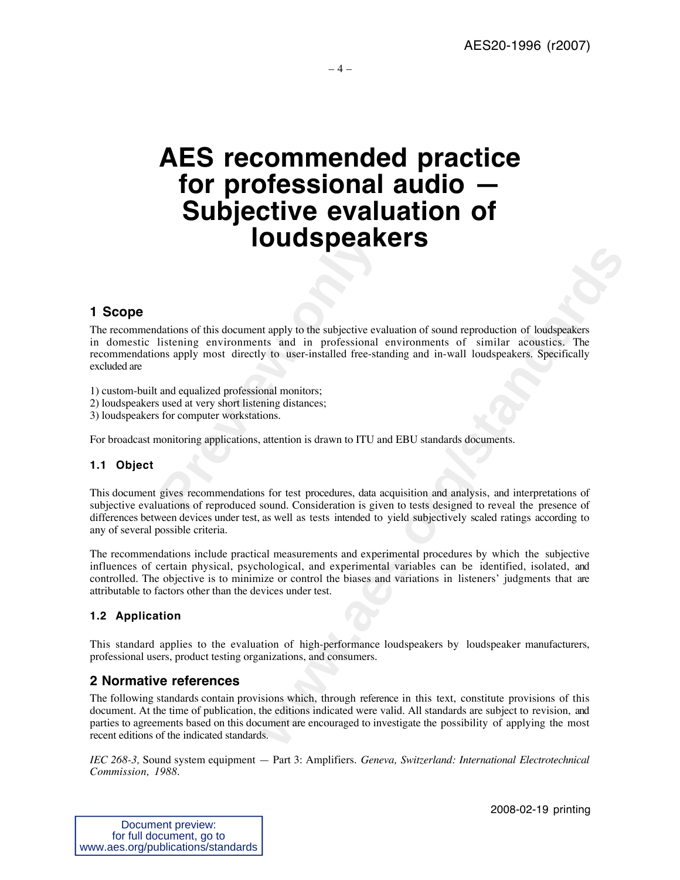# AES recommended practice for professional audio — Subjective evaluation of loudspeakers

## 1 Scope

The recommendations of this document apply to the subjective evaluation of sound reproduction of loudspeakers in domestic listening environments and in professional environments of similar acoustics. The recommendations apply most directly to user-installed free-standing and in-wall loudspeakers. Specifically excluded are

1) custom-built and equalized professional monitors;
2) loudspeakers used at very short listening distances;
3) loudspeakers for computer workstations.

For broadcast monitoring applications, attention is drawn to ITU and EBU standards documents.

### 1.1 Object

This document gives recommendations for test procedures, data acquisition and analysis, and interpretations of subjective evaluations of reproduced sound. Consideration is given to tests designed to reveal the presence of differences between devices under test, as well as tests intended to yield subjectively scaled ratings according to any of several possible criteria.

The recommendations include practical measurements and experimental procedures by which the subjective influences of certain physical, psychological, and experimental variables can be identified, isolated, and controlled. The objective is to minimize or control the biases and variations in listeners' judgments that are attributable to factors other than the devices under test.

### 1.2 Application

This standard applies to the evaluation of high-performance loudspeakers by loudspeaker manufacturers, professional users, product testing organizations, and consumers.

## 2 Normative references

The following standards contain provisions which, through reference in this text, constitute provisions of this document. At the time of publication, the editions indicated were valid. All standards are subject to revision, and parties to agreements based on this document are encouraged to investigate the possibility of applying the most recent editions of the indicated standards.

*IEC 268-3,* Sound system equipment — Part 3: Amplifiers. *Geneva, Switzerland: International Electrotechnical Commission, 1988.*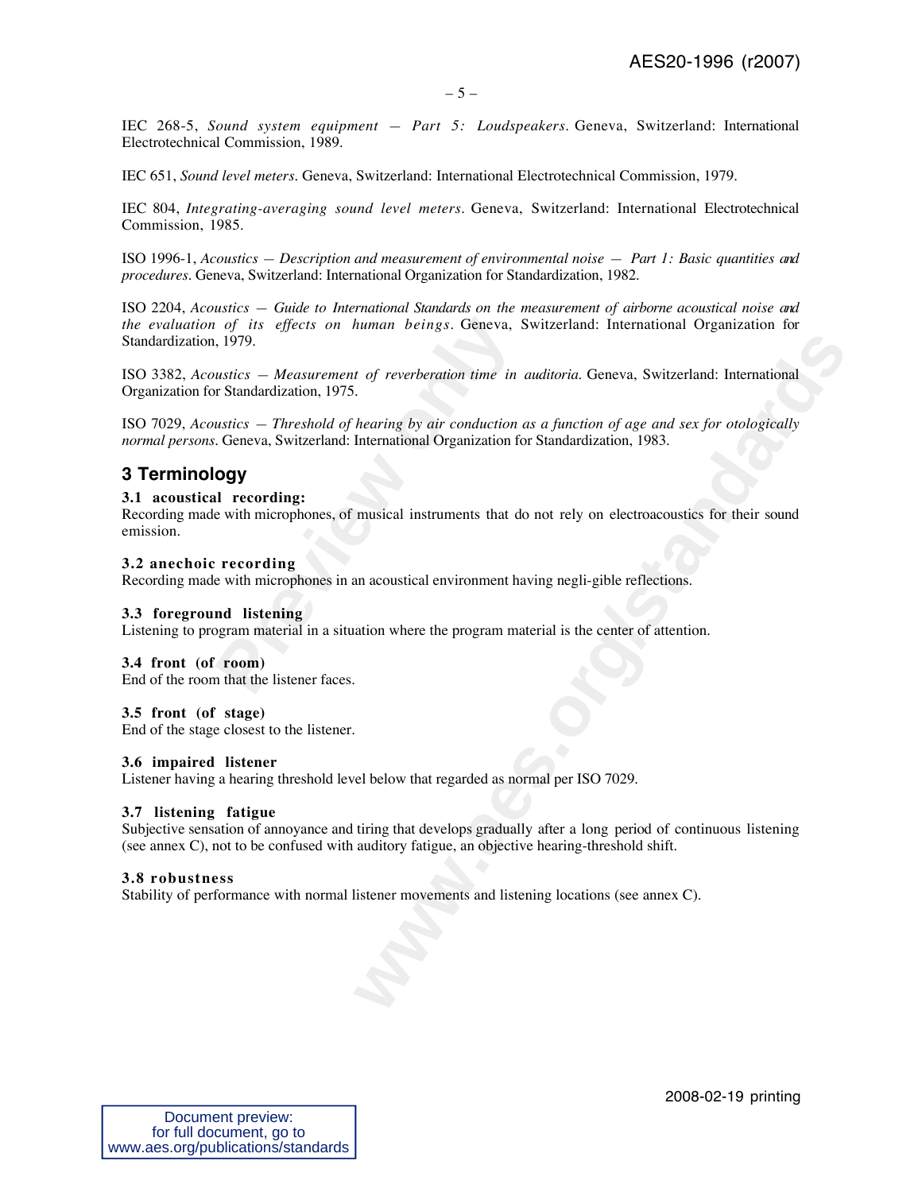IEC 268-5, *Sound system equipment — Part 5: Loudspeakers*. Geneva, Switzerland: International Electrotechnical Commission, 1989.

IEC 651, *Sound level meters*. Geneva, Switzerland: International Electrotechnical Commission, 1979.

IEC 804, *Integrating-averaging sound level meters*. Geneva, Switzerland: International Electrotechnical Commission, 1985.

ISO 1996-1, *Acoustics — Description and measurement of environmental noise — Part 1: Basic quantities and procedures*. Geneva, Switzerland: International Organization for Standardization, 1982.

ISO 2204, *Acoustics — Guide to International Standards on the measurement of airborne acoustical noise and the evaluation of its effects on human beings*. Geneva, Switzerland: International Organization for Standardization, 1979.

ISO 3382, *Acoustics — Measurement of reverberation time in auditoria*. Geneva, Switzerland: International Organization for Standardization, 1975.

ISO 7029, *Acoustics — Threshold of hearing by air conduction as a function of age and sex for otologically normal persons*. Geneva, Switzerland: International Organization for Standardization, 1983.

## 3 Terminology

**3.1 acoustical recording:**
Recording made with microphones, of musical instruments that do not rely on electroacoustics for their sound emission.

**3.2 anechoic recording**
Recording made with microphones in an acoustical environment having negli-gible reflections.

**3.3 foreground listening**
Listening to program material in a situation where the program material is the center of attention.

**3.4 front (of room)**
End of the room that the listener faces.

**3.5 front (of stage)**
End of the stage closest to the listener.

**3.6 impaired listener**
Listener having a hearing threshold level below that regarded as normal per ISO 7029.

**3.7 listening fatigue**
Subjective sensation of annoyance and tiring that develops gradually after a long period of continuous listening (see annex C), not to be confused with auditory fatigue, an objective hearing-threshold shift.

**3.8 robustness**
Stability of performance with normal listener movements and listening locations (see annex C).